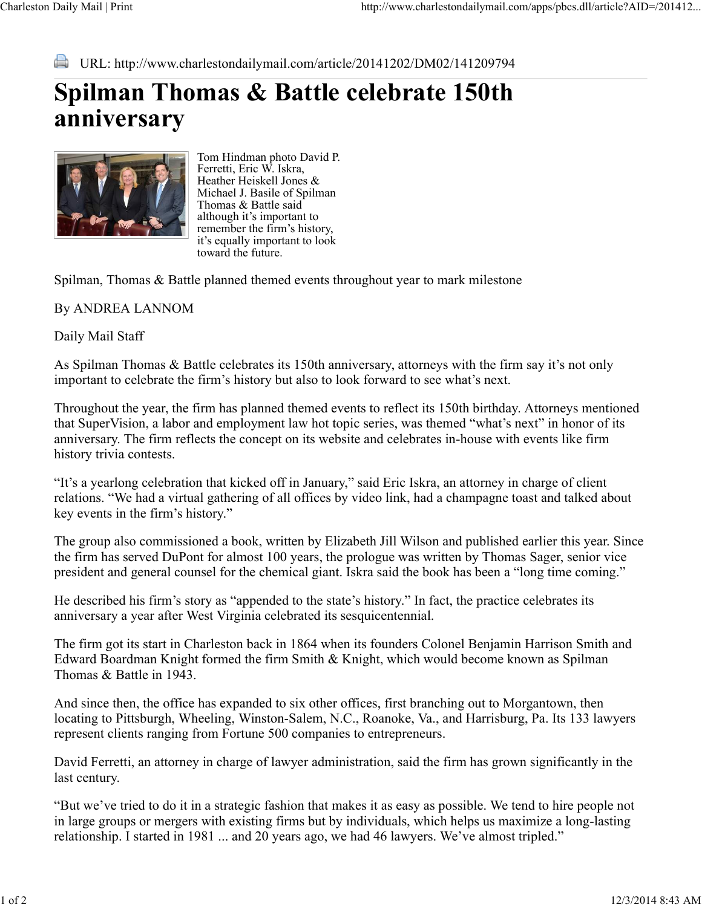URL: http://www.charlestondailymail.com/article/20141202/DM02/141209794

# Spilman Thomas & Battle celebrate 150th anniversary

Tom Hindman photo David P. Ferretti, Eric W. Iskra, Heather Heiskell Jones & Michael J. Basile of Spilman Thomas & Battle said although it's important to remember the firm's history, it's equally important to look toward the future.

Spilman, Thomas & Battle planned themed events throughout year to mark milestone

By ANDREA LANNOM

Daily Mail Staff

As Spilman Thomas & Battle celebrates its 150th anniversary, attorneys with the firm say it's not only important to celebrate the firm's history but also to look forward to see what's next.

Throughout the year, the firm has planned themed events to reflect its 150th birthday. Attorneys mentioned that SuperVision, a labor and employment law hot topic series, was themed "what's next" in honor of its anniversary. The firm reflects the concept on its website and celebrates in-house with events like firm history trivia contests.

"It's a yearlong celebration that kicked off in January," said Eric Iskra, an attorney in charge of client relations. "We had a virtual gathering of all offices by video link, had a champagne toast and talked about key events in the firm's history."

The group also commissioned a book, written by Elizabeth Jill Wilson and published earlier this year. Since the firm has served DuPont for almost 100 years, the prologue was written by Thomas Sager, senior vice president and general counsel for the chemical giant. Iskra said the book has been a "long time coming."

He described his firm's story as "appended to the state's history." In fact, the practice celebrates its anniversary a year after West Virginia celebrated its sesquicentennial.

The firm got its start in Charleston back in 1864 when its founders Colonel Benjamin Harrison Smith and Edward Boardman Knight formed the firm Smith & Knight, which would become known as Spilman Thomas & Battle in 1943.

And since then, the office has expanded to six other offices, first branching out to Morgantown, then locating to Pittsburgh, Wheeling, Winston-Salem, N.C., Roanoke, Va., and Harrisburg, Pa. Its 133 lawyers represent clients ranging from Fortune 500 companies to entrepreneurs.

David Ferretti, an attorney in charge of lawyer administration, said the firm has grown significantly in the last century.

"But we've tried to do it in a strategic fashion that makes it as easy as possible. We tend to hire people not in large groups or mergers with existing firms but by individuals, which helps us maximize a long-lasting relationship. I started in 1981 ... and 20 years ago, we had 46 lawyers. We've almost tripled."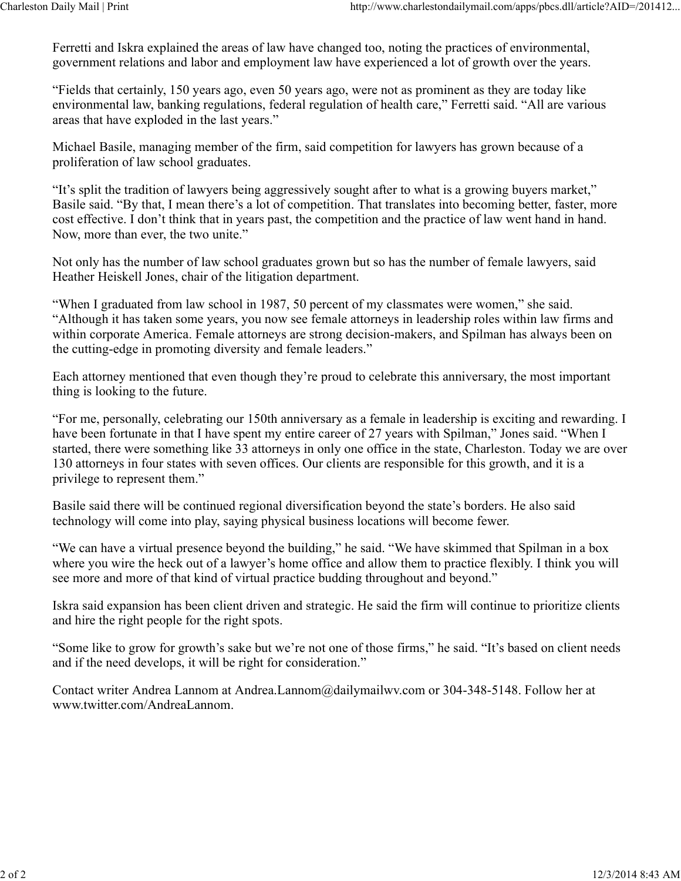Ferretti and Iskra explained the areas of law have changed too, noting the practices of environmental, government relations and labor and employment law have experienced a lot of growth over the years.

“Fields that certainly, 150 years ago, even 50 years ago, were not as prominent as they are today like environmental law, banking regulations, federal regulation of health care,” Ferretti said. “All are various areas that have exploded in the last years.”

Michael Basile, managing member of the firm, said competition for lawyers has grown because of a proliferation of law school graduates.

“It’s split the tradition of lawyers being aggressively sought after to what is a growing buyers market,” Basile said. “By that, I mean there’s a lot of competition. That translates into becoming better, faster, more cost effective. I don’t think that in years past, the competition and the practice of law went hand in hand. Now, more than ever, the two unite.”

Not only has the number of law school graduates grown but so has the number of female lawyers, said Heather Heiskell Jones, chair of the litigation department.

“When I graduated from law school in 1987, 50 percent of my classmates were women,” she said. “Although it has taken some years, you now see female attorneys in leadership roles within law firms and within corporate America. Female attorneys are strong decision-makers, and Spilman has always been on the cutting-edge in promoting diversity and female leaders.”

Each attorney mentioned that even though they’re proud to celebrate this anniversary, the most important thing is looking to the future.

“For me, personally, celebrating our 150th anniversary as a female in leadership is exciting and rewarding. I have been fortunate in that I have spent my entire career of 27 years with Spilman,” Jones said. “When I started, there were something like 33 attorneys in only one office in the state, Charleston. Today we are over 130 attorneys in four states with seven offices. Our clients are responsible for this growth, and it is a privilege to represent them.”

Basile said there will be continued regional diversification beyond the state’s borders. He also said technology will come into play, saying physical business locations will become fewer.

“We can have a virtual presence beyond the building,” he said. “We have skimmed that Spilman in a box where you wire the heck out of a lawyer’s home office and allow them to practice flexibly. I think you will see more and more of that kind of virtual practice budding throughout and beyond.”

Iskra said expansion has been client driven and strategic. He said the firm will continue to prioritize clients and hire the right people for the right spots.

“Some like to grow for growth’s sake but we’re not one of those firms,” he said. “It’s based on client needs and if the need develops, it will be right for consideration.”

Contact writer Andrea Lannom at Andrea.Lannom@dailymailwv.com or 304-348-5148. Follow her at www.twitter.com/AndreaLannom.